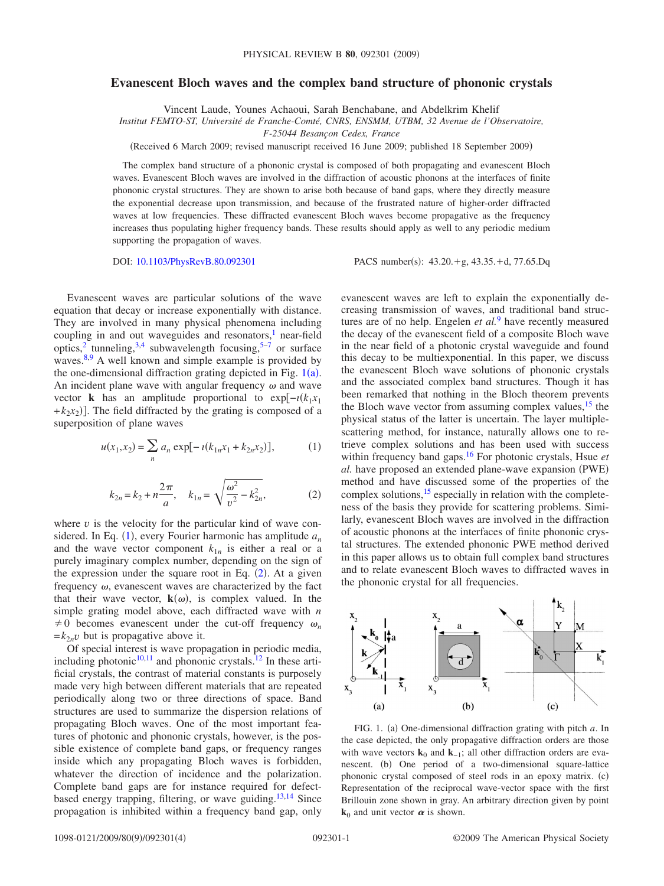# Evanescent Bloch waves and the complex band structure of phononic crystals

Vincent Laude, Younes Achaoui, Sarah Benchabane, and Abdelkrim Khelif

*Institut FEMTO-ST, Université de Franche-Comté, CNRS, ENSMM, UTBM, 32 Avenue de l'Observatoire, F-25044 Besançon Cedex, France*

(Received 6 March 2009; revised manuscript received 16 June 2009; published 18 September 2009)

The complex band structure of a phononic crystal is composed of both propagating and evanescent Bloch waves. Evanescent Bloch waves are involved in the diffraction of acoustic phonons at the interfaces of finite phononic crystal structures. They are shown to arise both because of band gaps, where they directly measure the exponential decrease upon transmission, and because of the frustrated nature of higher-order diffracted waves at low frequencies. These diffracted evanescent Bloch waves become propagative as the frequency increases thus populating higher frequency bands. These results should apply as well to any periodic medium supporting the propagation of waves.

DOI: 10.1103/PhysRevB.80.092301 PACS number(s): 43.20.+g, 43.35.+d, 77.65.Dq

Evanescent waves are particular solutions of the wave equation that decay or increase exponentially with distance. They are involved in many physical phenomena including coupling in and out waveguides and resonators,[1] near-field optics,[2] tunneling,[3,4] subwavelength focusing,[5–7] or surface waves.[8,9] A well known and simple example is provided by the one-dimensional diffraction grating depicted in Fig. 1(a). An incident plane wave with angular frequency $\omega$ and wave vector $\mathbf{k}$ has an amplitude proportional to $\exp[-\imath(k_1x_1 + k_2x_2)]$. The field diffracted by the grating is composed of a superposition of plane waves

$$u(x_1,x_2) = \sum_n a_n \exp[-\imath(k_{1n}x_1 + k_{2n}x_2)], \tag{1}$$

$$k_{2n} = k_2 + n\frac{2\pi}{a}, \quad k_{1n} = \sqrt{\frac{\omega^2}{v^2} - k_{2n}^2}, \tag{2}$$

where $v$ is the velocity for the particular kind of wave considered. In Eq. (1), every Fourier harmonic has amplitude $a_n$ and the wave vector component $k_{1n}$ is either a real or a purely imaginary complex number, depending on the sign of the expression under the square root in Eq. (2). At a given frequency $\omega$, evanescent waves are characterized by the fact that their wave vector, $\mathbf{k}(\omega)$, is complex valued. In the simple grating model above, each diffracted wave with $n \neq 0$ becomes evanescent under the cut-off frequency $\omega_n = k_{2n}v$ but is propagative above it.

Of special interest is wave propagation in periodic media, including photonic[10,11] and phononic crystals.[12] In these artificial crystals, the contrast of material constants is purposely made very high between different materials that are repeated periodically along two or three directions of space. Band structures are used to summarize the dispersion relations of propagating Bloch waves. One of the most important features of photonic and phononic crystals, however, is the possible existence of complete band gaps, or frequency ranges inside which any propagating Bloch waves is forbidden, whatever the direction of incidence and the polarization. Complete band gaps are for instance required for defect-based energy trapping, filtering, or wave guiding.[13,14] Since propagation is inhibited within a frequency band gap, only evanescent waves are left to explain the exponentially decreasing transmission of waves, and traditional band structures are of no help. Engelen *et al.*[9] have recently measured the decay of the evanescent field of a composite Bloch wave in the near field of a photonic crystal waveguide and found this decay to be multiexponential. In this paper, we discuss the evanescent Bloch wave solutions of phononic crystals and the associated complex band structures. Though it has been remarked that nothing in the Bloch theorem prevents the Bloch wave vector from assuming complex values,[15] the physical status of the latter is uncertain. The layer multiple-scattering method, for instance, naturally allows one to retrieve complex solutions and has been used with success within frequency band gaps.[16] For photonic crystals, Hsue *et al.* have proposed an extended plane-wave expansion (PWE) method and have discussed some of the properties of the complex solutions,[15] especially in relation with the completeness of the basis they provide for scattering problems. Similarly, evanescent Bloch waves are involved in the diffraction of acoustic phonons at the interfaces of finite phononic crystal structures. The extended phononic PWE method derived in this paper allows us to obtain full complex band structures and to relate evanescent Bloch waves to diffracted waves in the phononic crystal for all frequencies.

FIG. 1. (a) One-dimensional diffraction grating with pitch $a$. In the case depicted, the only propagative diffraction orders are those with wave vectors $\mathbf{k}_0$ and $\mathbf{k}_{-1}$; all other diffraction orders are evanescent. (b) One period of a two-dimensional square-lattice phononic crystal composed of steel rods in an epoxy matrix. (c) Representation of the reciprocal wave-vector space with the first Brillouin zone shown in gray. An arbitrary direction given by point $\mathbf{k}_0$ and unit vector $\boldsymbol{\alpha}$ is shown.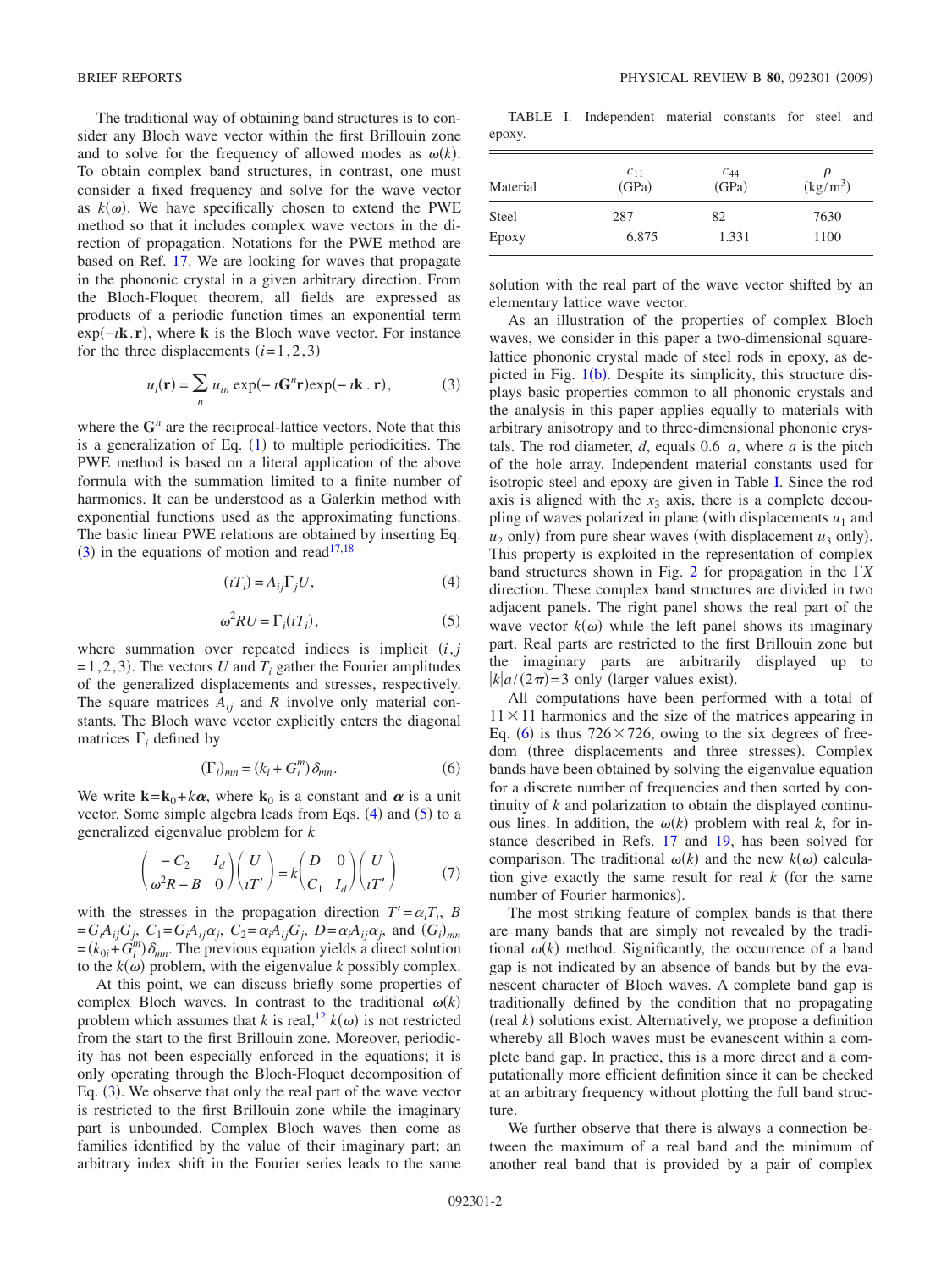The traditional way of obtaining band structures is to consider any Bloch wave vector within the first Brillouin zone and to solve for the frequency of allowed modes as $\omega(k)$. To obtain complex band structures, in contrast, one must consider a fixed frequency and solve for the wave vector as $k(\omega)$. We have specifically chosen to extend the PWE method so that it includes complex wave vectors in the direction of propagation. Notations for the PWE method are based on Ref. 17. We are looking for waves that propagate in the phononic crystal in a given arbitrary direction. From the Bloch-Floquet theorem, all fields are expressed as products of a periodic function times an exponential term $\exp(-\imath \mathbf{k}.\mathbf{r})$, where $\mathbf{k}$ is the Bloch wave vector. For instance for the three displacements $(i=1,2,3)$

$$u_i(\mathbf{r}) = \sum_n u_{in} \exp(-\imath \mathbf{G}^n \mathbf{r}) \exp(-\imath \mathbf{k}.\mathbf{r}), \tag{3}$$

where the $\mathbf{G}^n$ are the reciprocal-lattice vectors. Note that this is a generalization of Eq. (1) to multiple periodicities. The PWE method is based on a literal application of the above formula with the summation limited to a finite number of harmonics. It can be understood as a Galerkin method with exponential functions used as the approximating functions. The basic linear PWE relations are obtained by inserting Eq. (3) in the equations of motion and read[17,18]

$$(\imath T_i) = A_{ij} \Gamma_j U, \tag{4}$$

$$\omega^2 R U = \Gamma_i (\imath T_i), \tag{5}$$

where summation over repeated indices is implicit $(i,j=1,2,3)$. The vectors $U$ and $T_i$ gather the Fourier amplitudes of the generalized displacements and stresses, respectively. The square matrices $A_{ij}$ and $R$ involve only material constants. The Bloch wave vector explicitly enters the diagonal matrices $\Gamma_i$ defined by

$$(\Gamma_i)_{mn} = (k_i + G_i^m)\delta_{mn}. \tag{6}$$

We write $\mathbf{k}=\mathbf{k}_0 + k\boldsymbol{\alpha}$, where $\mathbf{k}_0$ is a constant and $\boldsymbol{\alpha}$ is a unit vector. Some simple algebra leads from Eqs. (4) and (5) to a generalized eigenvalue problem for $k$

$$\begin{pmatrix} -C_2 & I_d \\ \omega^2 R - B & 0 \end{pmatrix} \begin{pmatrix} U \\ \imath T' \end{pmatrix} = k \begin{pmatrix} D & 0 \\ C_1 & I_d \end{pmatrix} \begin{pmatrix} U \\ \imath T' \end{pmatrix} \tag{7}$$

with the stresses in the propagation direction $T' = \alpha_i T_i$, $B = G_i A_{ij} G_j$, $C_1 = G_i A_{ij} \alpha_j$, $C_2 = \alpha_i A_{ij} G_j$, $D = \alpha_i A_{ij} \alpha_j$, and $(G_i)_{mn} = (k_{0i} + G_i^m)\delta_{mn}$. The previous equation yields a direct solution to the $k(\omega)$ problem, with the eigenvalue $k$ possibly complex.

At this point, we can discuss briefly some properties of complex Bloch waves. In contrast to the traditional $\omega(k)$ problem which assumes that $k$ is real,[12] $k(\omega)$ is not restricted from the start to the first Brillouin zone. Moreover, periodicity has not been especially enforced in the equations; it is only operating through the Bloch-Floquet decomposition of Eq. (3). We observe that only the real part of the wave vector is restricted to the first Brillouin zone while the imaginary part is unbounded. Complex Bloch waves then come as families identified by the value of their imaginary part; an arbitrary index shift in the Fourier series leads to the same solution with the real part of the wave vector shifted by an elementary lattice wave vector.

TABLE I. Independent material constants for steel and epoxy.

| Material | $c_{11}$ (GPa) | $c_{44}$ (GPa) | $\rho$ (kg/m$^3$) |
|---|---|---|---|
| Steel | 287 | 82 | 7630 |
| Epoxy | 6.875 | 1.331 | 1100 |

As an illustration of the properties of complex Bloch waves, we consider in this paper a two-dimensional square-lattice phononic crystal made of steel rods in epoxy, as depicted in Fig. 1(b). Despite its simplicity, this structure displays basic properties common to all phononic crystals and the analysis in this paper applies equally to materials with arbitrary anisotropy and to three-dimensional phononic crystals. The rod diameter, $d$, equals 0.6 $a$, where $a$ is the pitch of the hole array. Independent material constants used for isotropic steel and epoxy are given in Table I. Since the rod axis is aligned with the $x_3$ axis, there is a complete decoupling of waves polarized in plane (with displacements $u_1$ and $u_2$ only) from pure shear waves (with displacement $u_3$ only). This property is exploited in the representation of complex band structures shown in Fig. 2 for propagation in the $\Gamma X$ direction. These complex band structures are divided in two adjacent panels. The right panel shows the real part of the wave vector $k(\omega)$ while the left panel shows its imaginary part. Real parts are restricted to the first Brillouin zone but the imaginary parts are arbitrarily displayed up to $|k|a/(2\pi)=3$ only (larger values exist).

All computations have been performed with a total of $11 \times 11$ harmonics and the size of the matrices appearing in Eq. (6) is thus $726 \times 726$, owing to the six degrees of freedom (three displacements and three stresses). Complex bands have been obtained by solving the eigenvalue equation for a discrete number of frequencies and then sorted by continuity of $k$ and polarization to obtain the displayed continuous lines. In addition, the $\omega(k)$ problem with real $k$, for instance described in Refs. 17 and 19, has been solved for comparison. The traditional $\omega(k)$ and the new $k(\omega)$ calculation give exactly the same result for real $k$ (for the same number of Fourier harmonics).

The most striking feature of complex bands is that there are many bands that are simply not revealed by the traditional $\omega(k)$ method. Significantly, the occurrence of a band gap is not indicated by an absence of bands but by the evanescent character of Bloch waves. A complete band gap is traditionally defined by the condition that no propagating (real $k$) solutions exist. Alternatively, we propose a definition whereby all Bloch waves must be evanescent within a complete band gap. In practice, this is a more direct and a computationally more efficient definition since it can be checked at an arbitrary frequency without plotting the full band structure.

We further observe that there is always a connection between the maximum of a real band and the minimum of another real band that is provided by a pair of complex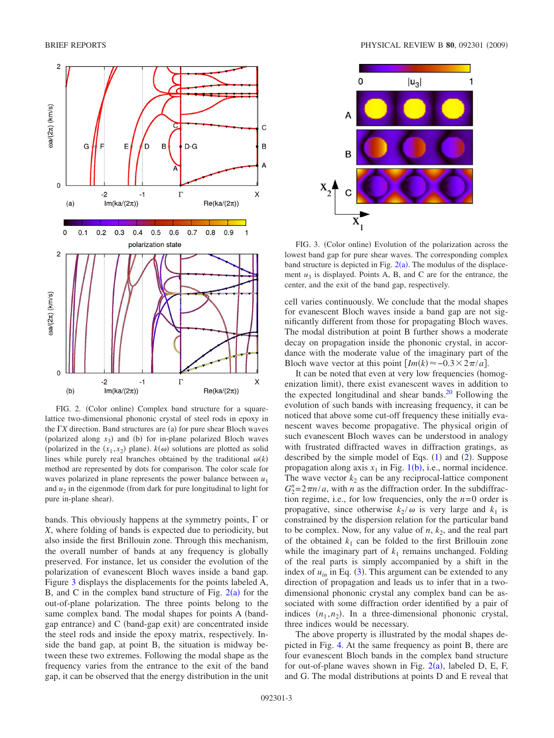FIG. 2. (Color online) Complex band structure for a square-lattice two-dimensional phononic crystal of steel rods in epoxy in the $\Gamma X$ direction. Band structures are (a) for pure shear Bloch waves (polarized along $x_3$) and (b) for in-plane polarized Bloch waves (polarized in the $(x_1,x_2)$ plane). $k(\omega)$ solutions are plotted as solid lines while purely real branches obtained by the traditional $\omega(k)$ method are represented by dots for comparison. The color scale for waves polarized in plane represents the power balance between $u_1$ and $u_2$ in the eigenmode (from dark for pure longitudinal to light for pure in-plane shear).

bands. This obviously happens at the symmetry points, $\Gamma$ or $X$, where folding of bands is expected due to periodicity, but also inside the first Brillouin zone. Through this mechanism, the overall number of bands at any frequency is globally preserved. For instance, let us consider the evolution of the polarization of evanescent Bloch waves inside a band gap. Figure 3 displays the displacements for the points labeled A, B, and C in the complex band structure of Fig. 2(a) for the out-of-plane polarization. The three points belong to the same complex band. The modal shapes for points A (band-gap entrance) and C (band-gap exit) are concentrated inside the steel rods and inside the epoxy matrix, respectively. Inside the band gap, at point B, the situation is midway between these two extremes. Following the modal shape as the frequency varies from the entrance to the exit of the band gap, it can be observed that the energy distribution in the unit cell varies continuously. We conclude that the modal shapes for evanescent Bloch waves inside a band gap are not significantly different from those for propagating Bloch waves. The modal distribution at point B further shows a moderate decay on propagation inside the phononic crystal, in accordance with the moderate value of the imaginary part of the Bloch wave vector at this point $[Im(k)\approx -0.3\times 2\pi/a]$.

FIG. 3. (Color online) Evolution of the polarization across the lowest band gap for pure shear waves. The corresponding complex band structure is depicted in Fig. 2(a). The modulus of the displacement $u_3$ is displayed. Points A, B, and C are for the entrance, the center, and the exit of the band gap, respectively.

It can be noted that even at very low frequencies (homogenization limit), there exist evanescent waves in addition to the expected longitudinal and shear bands.[20] Following the evolution of such bands with increasing frequency, it can be noticed that above some cut-off frequency these initially evanescent waves become propagative. The physical origin of such evanescent Bloch waves can be understood in analogy with frustrated diffracted waves in diffraction gratings, as described by the simple model of Eqs. (1) and (2). Suppose propagation along axis $x_1$ in Fig. 1(b), i.e., normal incidence. The wave vector $k_2$ can be any reciprocal-lattice component $G_2^n=2\pi n/a$, with $n$ as the diffraction order. In the subdiffraction regime, i.e., for low frequencies, only the $n=0$ order is propagative, since otherwise $k_2/\omega$ is very large and $k_1$ is constrained by the dispersion relation for the particular band to be complex. Now, for any value of $n$, $k_2$, and the real part of the obtained $k_1$ can be folded to the first Brillouin zone while the imaginary part of $k_1$ remains unchanged. Folding of the real parts is simply accompanied by a shift in the index of $u_{in}$ in Eq. (3). This argument can be extended to any direction of propagation and leads us to infer that in a two-dimensional phononic crystal any complex band can be associated with some diffraction order identified by a pair of indices $(n_1,n_2)$. In a three-dimensional phononic crystal, three indices would be necessary.

The above property is illustrated by the modal shapes depicted in Fig. 4. At the same frequency as point B, there are four evanescent Bloch bands in the complex band structure for out-of-plane waves shown in Fig. 2(a), labeled D, E, F, and G. The modal distributions at points D and E reveal that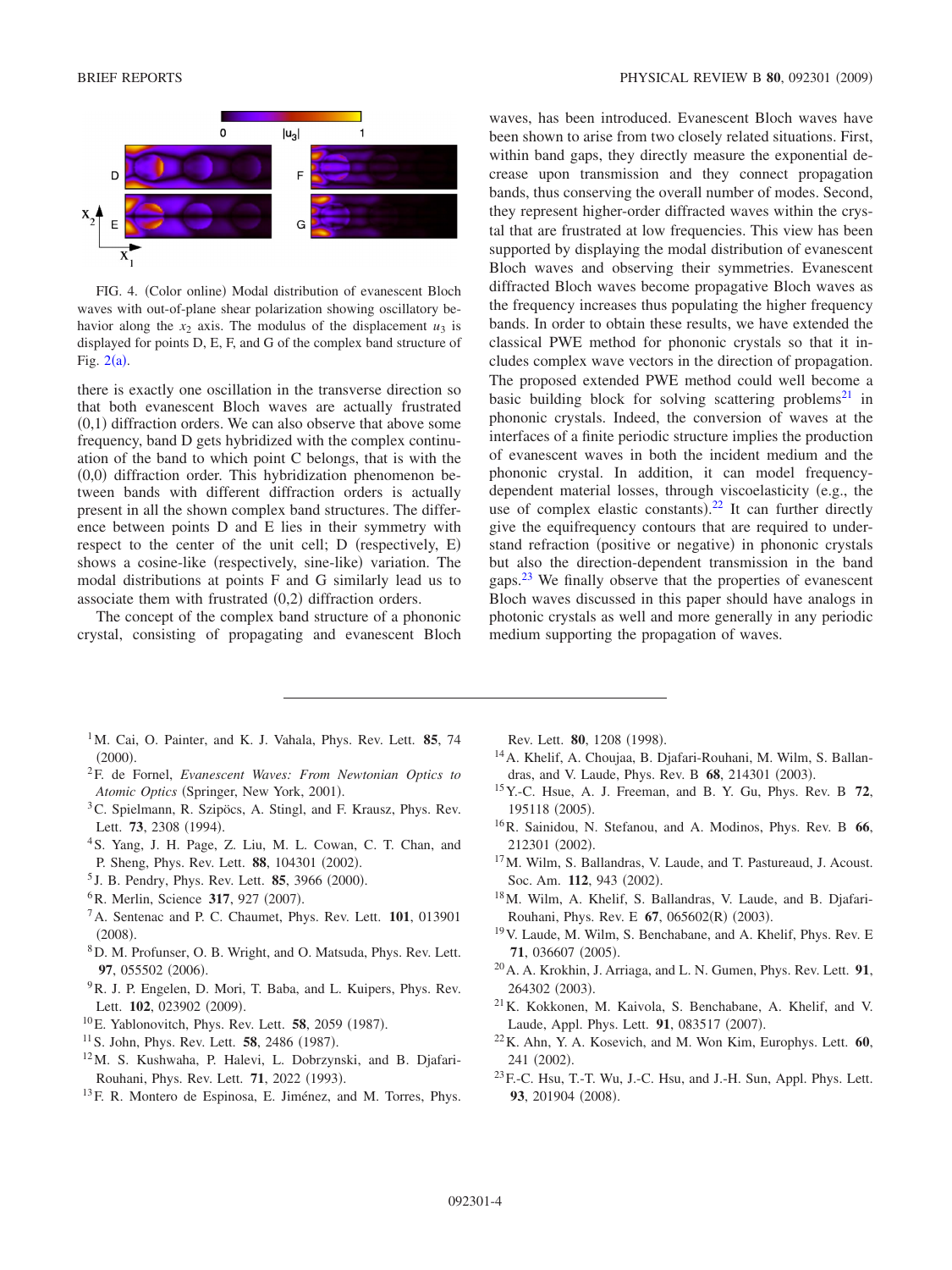0 $|u_3|$ 1

D F E G

$x_2$ $x_1$

FIG. 4. (Color online) Modal distribution of evanescent Bloch waves with out-of-plane shear polarization showing oscillatory behavior along the $x_2$ axis. The modulus of the displacement $u_3$ is displayed for points D, E, F, and G of the complex band structure of Fig. 2(a).

there is exactly one oscillation in the transverse direction so that both evanescent Bloch waves are actually frustrated (0,1) diffraction orders. We can also observe that above some frequency, band D gets hybridized with the complex continuation of the band to which point C belongs, that is with the (0,0) diffraction order. This hybridization phenomenon between bands with different diffraction orders is actually present in all the shown complex band structures. The difference between points D and E lies in their symmetry with respect to the center of the unit cell; D (respectively, E) shows a cosine-like (respectively, sine-like) variation. The modal distributions at points F and G similarly lead us to associate them with frustrated (0,2) diffraction orders.

The concept of the complex band structure of a phononic crystal, consisting of propagating and evanescent Bloch waves, has been introduced. Evanescent Bloch waves have been shown to arise from two closely related situations. First, within band gaps, they directly measure the exponential decrease upon transmission and they connect propagation bands, thus conserving the overall number of modes. Second, they represent higher-order diffracted waves within the crystal that are frustrated at low frequencies. This view has been supported by displaying the modal distribution of evanescent Bloch waves and observing their symmetries. Evanescent diffracted Bloch waves become propagative Bloch waves as the frequency increases thus populating the higher frequency bands. In order to obtain these results, we have extended the classical PWE method for phononic crystals so that it includes complex wave vectors in the direction of propagation. The proposed extended PWE method could well become a basic building block for solving scattering problems[21] in phononic crystals. Indeed, the conversion of waves at the interfaces of a finite periodic structure implies the production of evanescent waves in both the incident medium and the phononic crystal. In addition, it can model frequency-dependent material losses, through viscoelasticity (e.g., the use of complex elastic constants).[22] It can further directly give the equifrequency contours that are required to understand refraction (positive or negative) in phononic crystals but also the direction-dependent transmission in the band gaps.[23] We finally observe that the properties of evanescent Bloch waves discussed in this paper should have analogs in photonic crystals as well and more generally in any periodic medium supporting the propagation of waves.

---

[1] M. Cai, O. Painter, and K. J. Vahala, Phys. Rev. Lett. **85**, 74 (2000).
[2] F. de Fornel, *Evanescent Waves: From Newtonian Optics to Atomic Optics* (Springer, New York, 2001).
[3] C. Spielmann, R. Szipöcs, A. Stingl, and F. Krausz, Phys. Rev. Lett. **73**, 2308 (1994).
[4] S. Yang, J. H. Page, Z. Liu, M. L. Cowan, C. T. Chan, and P. Sheng, Phys. Rev. Lett. **88**, 104301 (2002).
[5] J. B. Pendry, Phys. Rev. Lett. **85**, 3966 (2000).
[6] R. Merlin, Science **317**, 927 (2007).
[7] A. Sentenac and P. C. Chaumet, Phys. Rev. Lett. **101**, 013901 (2008).
[8] D. M. Profunser, O. B. Wright, and O. Matsuda, Phys. Rev. Lett. **97**, 055502 (2006).
[9] R. J. P. Engelen, D. Mori, T. Baba, and L. Kuipers, Phys. Rev. Lett. **102**, 023902 (2009).
[10] E. Yablonovitch, Phys. Rev. Lett. **58**, 2059 (1987).
[11] S. John, Phys. Rev. Lett. **58**, 2486 (1987).
[12] M. S. Kushwaha, P. Halevi, L. Dobrzynski, and B. Djafari-Rouhani, Phys. Rev. Lett. **71**, 2022 (1993).
[13] F. R. Montero de Espinosa, E. Jiménez, and M. Torres, Phys. Rev. Lett. **80**, 1208 (1998).
[14] A. Khelif, A. Choujaa, B. Djafari-Rouhani, M. Wilm, S. Ballandras, and V. Laude, Phys. Rev. B **68**, 214301 (2003).
[15] Y.-C. Hsue, A. J. Freeman, and B. Y. Gu, Phys. Rev. B **72**, 195118 (2005).
[16] R. Sainidou, N. Stefanou, and A. Modinos, Phys. Rev. B **66**, 212301 (2002).
[17] M. Wilm, S. Ballandras, V. Laude, and T. Pastureaud, J. Acoust. Soc. Am. **112**, 943 (2002).
[18] M. Wilm, A. Khelif, S. Ballandras, V. Laude, and B. Djafari-Rouhani, Phys. Rev. E **67**, 065602(R) (2003).
[19] V. Laude, M. Wilm, S. Benchabane, and A. Khelif, Phys. Rev. E **71**, 036607 (2005).
[20] A. A. Krokhin, J. Arriaga, and L. N. Gumen, Phys. Rev. Lett. **91**, 264302 (2003).
[21] K. Kokkonen, M. Kaivola, S. Benchabane, A. Khelif, and V. Laude, Appl. Phys. Lett. **91**, 083517 (2007).
[22] K. Ahn, Y. A. Kosevich, and M. Won Kim, Europhys. Lett. **60**, 241 (2002).
[23] F.-C. Hsu, T.-T. Wu, J.-C. Hsu, and J.-H. Sun, Appl. Phys. Lett. **93**, 201904 (2008).